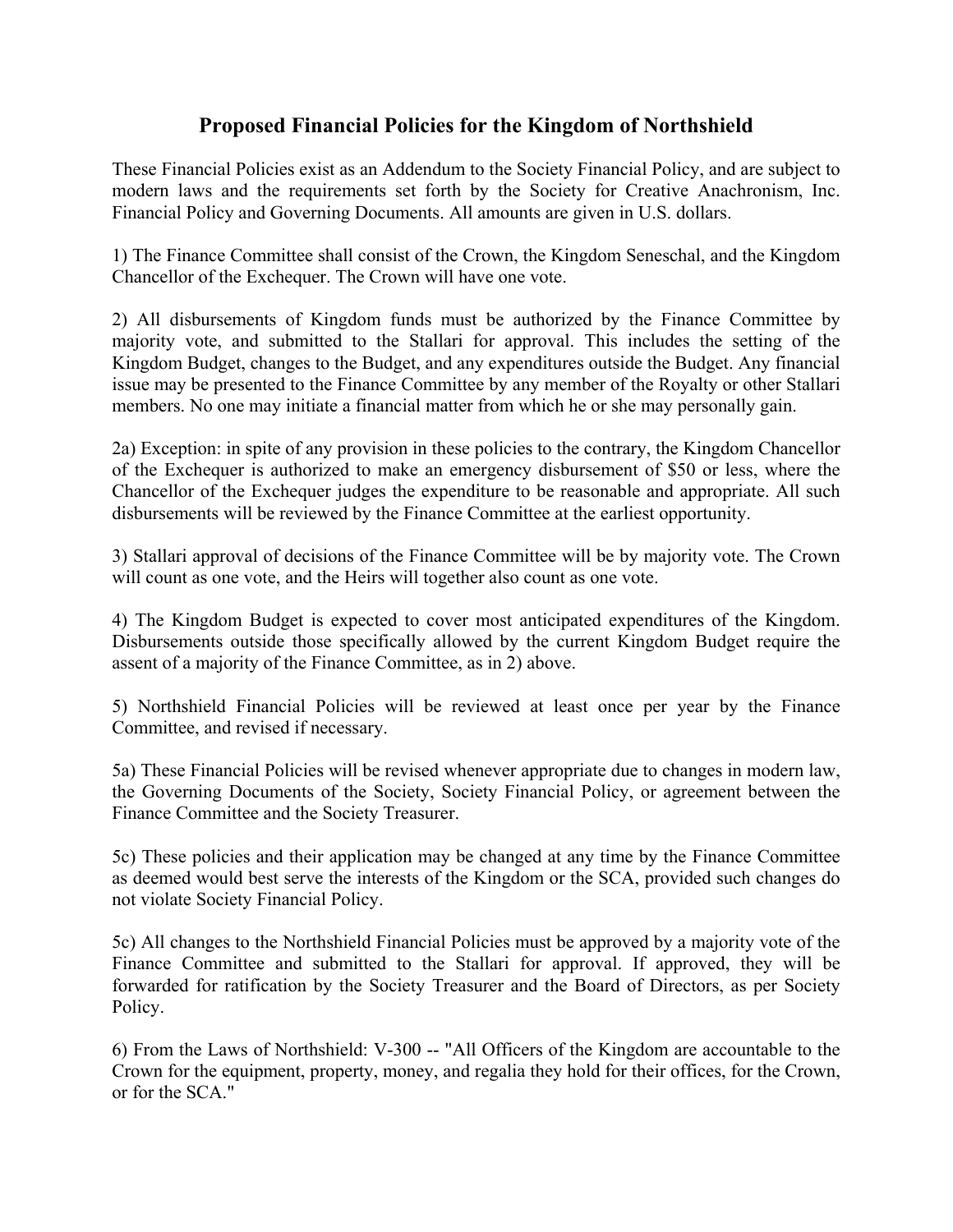# Proposed Financial Policies for the Kingdom of Northshield

These Financial Policies exist as an Addendum to the Society Financial Policy, and are subject to modern laws and the requirements set forth by the Society for Creative Anachronism, Inc. Financial Policy and Governing Documents. All amounts are given in U.S. dollars.

1) The Finance Committee shall consist of the Crown, the Kingdom Seneschal, and the Kingdom Chancellor of the Exchequer. The Crown will have one vote.

2) All disbursements of Kingdom funds must be authorized by the Finance Committee by majority vote, and submitted to the Stallari for approval. This includes the setting of the Kingdom Budget, changes to the Budget, and any expenditures outside the Budget. Any financial issue may be presented to the Finance Committee by any member of the Royalty or other Stallari members. No one may initiate a financial matter from which he or she may personally gain.

2a) Exception: in spite of any provision in these policies to the contrary, the Kingdom Chancellor of the Exchequer is authorized to make an emergency disbursement of $50 or less, where the Chancellor of the Exchequer judges the expenditure to be reasonable and appropriate. All such disbursements will be reviewed by the Finance Committee at the earliest opportunity.

3) Stallari approval of decisions of the Finance Committee will be by majority vote. The Crown will count as one vote, and the Heirs will together also count as one vote.

4) The Kingdom Budget is expected to cover most anticipated expenditures of the Kingdom. Disbursements outside those specifically allowed by the current Kingdom Budget require the assent of a majority of the Finance Committee, as in 2) above.

5) Northshield Financial Policies will be reviewed at least once per year by the Finance Committee, and revised if necessary.

5a) These Financial Policies will be revised whenever appropriate due to changes in modern law, the Governing Documents of the Society, Society Financial Policy, or agreement between the Finance Committee and the Society Treasurer.

5c) These policies and their application may be changed at any time by the Finance Committee as deemed would best serve the interests of the Kingdom or the SCA, provided such changes do not violate Society Financial Policy.

5c) All changes to the Northshield Financial Policies must be approved by a majority vote of the Finance Committee and submitted to the Stallari for approval. If approved, they will be forwarded for ratification by the Society Treasurer and the Board of Directors, as per Society Policy.

6) From the Laws of Northshield: V-300 -- "All Officers of the Kingdom are accountable to the Crown for the equipment, property, money, and regalia they hold for their offices, for the Crown, or for the SCA."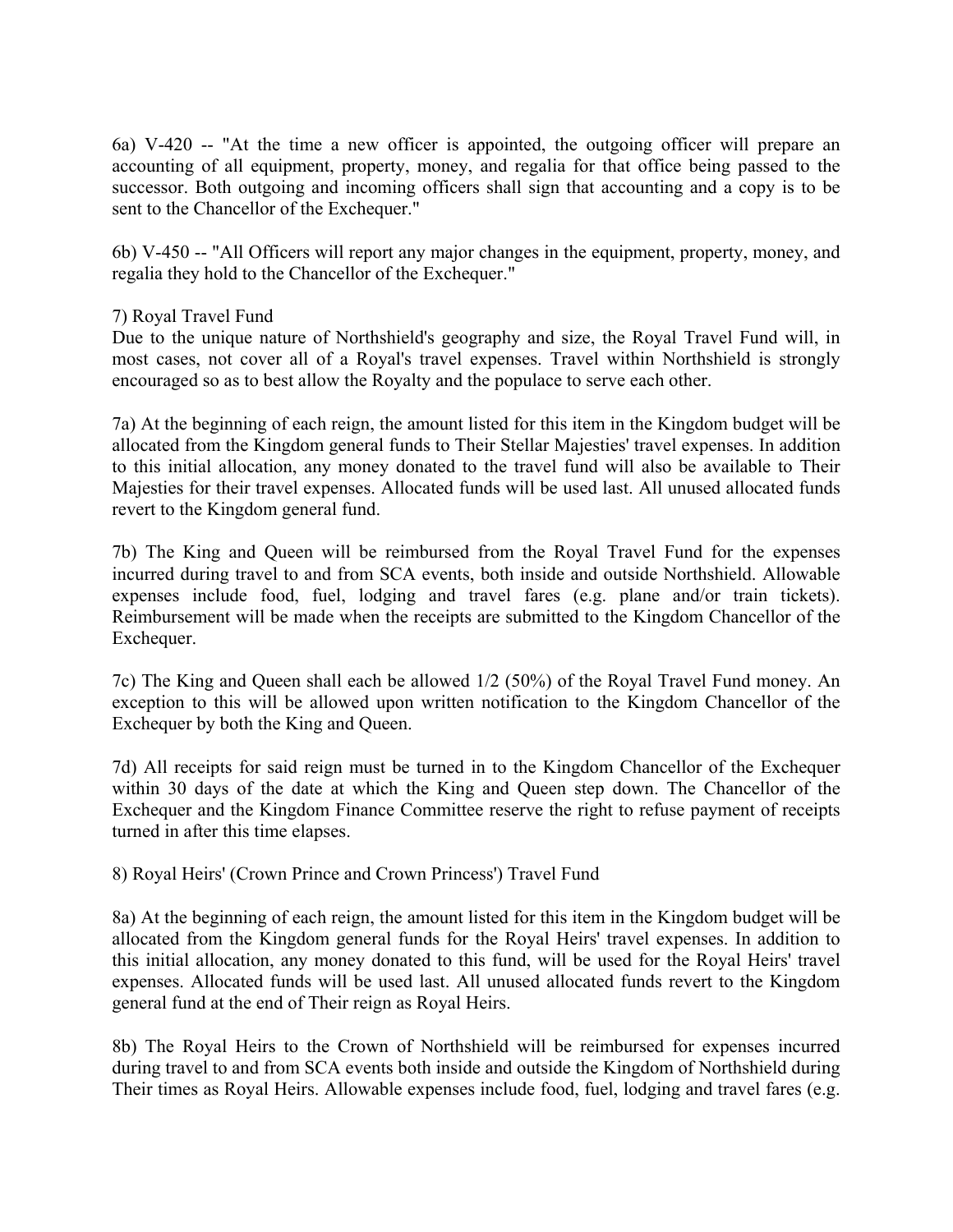6a) V-420 -- "At the time a new officer is appointed, the outgoing officer will prepare an accounting of all equipment, property, money, and regalia for that office being passed to the successor. Both outgoing and incoming officers shall sign that accounting and a copy is to be sent to the Chancellor of the Exchequer."

6b) V-450 -- "All Officers will report any major changes in the equipment, property, money, and regalia they hold to the Chancellor of the Exchequer."

7) Royal Travel Fund
Due to the unique nature of Northshield's geography and size, the Royal Travel Fund will, in most cases, not cover all of a Royal's travel expenses. Travel within Northshield is strongly encouraged so as to best allow the Royalty and the populace to serve each other.

7a) At the beginning of each reign, the amount listed for this item in the Kingdom budget will be allocated from the Kingdom general funds to Their Stellar Majesties' travel expenses. In addition to this initial allocation, any money donated to the travel fund will also be available to Their Majesties for their travel expenses. Allocated funds will be used last. All unused allocated funds revert to the Kingdom general fund.

7b) The King and Queen will be reimbursed from the Royal Travel Fund for the expenses incurred during travel to and from SCA events, both inside and outside Northshield. Allowable expenses include food, fuel, lodging and travel fares (e.g. plane and/or train tickets). Reimbursement will be made when the receipts are submitted to the Kingdom Chancellor of the Exchequer.

7c) The King and Queen shall each be allowed 1/2 (50%) of the Royal Travel Fund money. An exception to this will be allowed upon written notification to the Kingdom Chancellor of the Exchequer by both the King and Queen.

7d) All receipts for said reign must be turned in to the Kingdom Chancellor of the Exchequer within 30 days of the date at which the King and Queen step down. The Chancellor of the Exchequer and the Kingdom Finance Committee reserve the right to refuse payment of receipts turned in after this time elapses.

8) Royal Heirs' (Crown Prince and Crown Princess') Travel Fund

8a) At the beginning of each reign, the amount listed for this item in the Kingdom budget will be allocated from the Kingdom general funds for the Royal Heirs' travel expenses. In addition to this initial allocation, any money donated to this fund, will be used for the Royal Heirs' travel expenses. Allocated funds will be used last. All unused allocated funds revert to the Kingdom general fund at the end of Their reign as Royal Heirs.

8b) The Royal Heirs to the Crown of Northshield will be reimbursed for expenses incurred during travel to and from SCA events both inside and outside the Kingdom of Northshield during Their times as Royal Heirs. Allowable expenses include food, fuel, lodging and travel fares (e.g.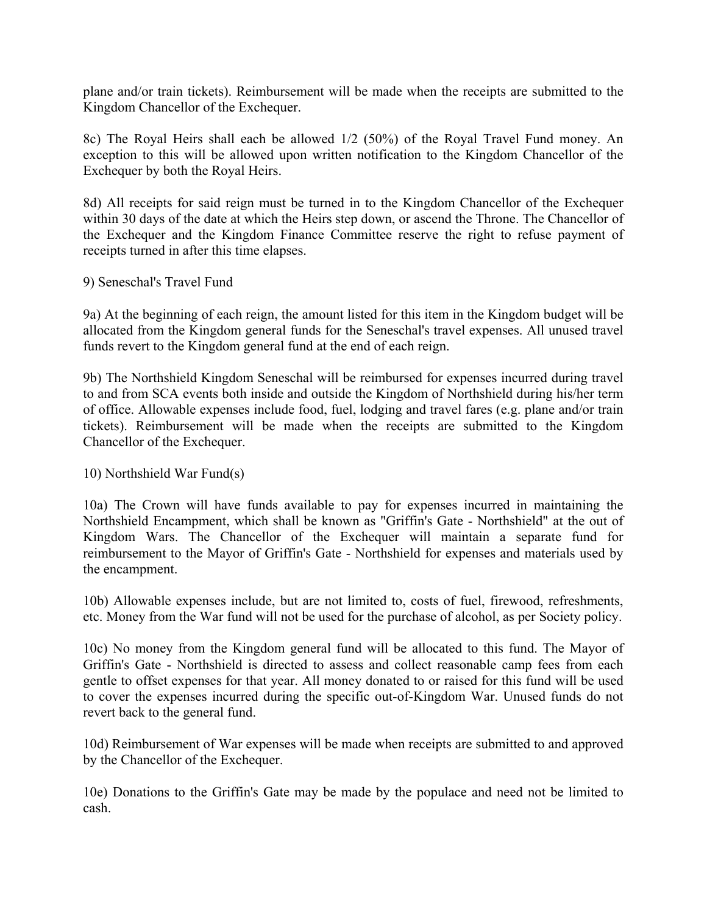plane and/or train tickets). Reimbursement will be made when the receipts are submitted to the Kingdom Chancellor of the Exchequer.

8c) The Royal Heirs shall each be allowed 1/2 (50%) of the Royal Travel Fund money. An exception to this will be allowed upon written notification to the Kingdom Chancellor of the Exchequer by both the Royal Heirs.

8d) All receipts for said reign must be turned in to the Kingdom Chancellor of the Exchequer within 30 days of the date at which the Heirs step down, or ascend the Throne. The Chancellor of the Exchequer and the Kingdom Finance Committee reserve the right to refuse payment of receipts turned in after this time elapses.

9) Seneschal's Travel Fund

9a) At the beginning of each reign, the amount listed for this item in the Kingdom budget will be allocated from the Kingdom general funds for the Seneschal's travel expenses. All unused travel funds revert to the Kingdom general fund at the end of each reign.

9b) The Northshield Kingdom Seneschal will be reimbursed for expenses incurred during travel to and from SCA events both inside and outside the Kingdom of Northshield during his/her term of office. Allowable expenses include food, fuel, lodging and travel fares (e.g. plane and/or train tickets). Reimbursement will be made when the receipts are submitted to the Kingdom Chancellor of the Exchequer.

10) Northshield War Fund(s)

10a) The Crown will have funds available to pay for expenses incurred in maintaining the Northshield Encampment, which shall be known as "Griffin's Gate - Northshield" at the out of Kingdom Wars. The Chancellor of the Exchequer will maintain a separate fund for reimbursement to the Mayor of Griffin's Gate - Northshield for expenses and materials used by the encampment.

10b) Allowable expenses include, but are not limited to, costs of fuel, firewood, refreshments, etc. Money from the War fund will not be used for the purchase of alcohol, as per Society policy.

10c) No money from the Kingdom general fund will be allocated to this fund. The Mayor of Griffin's Gate - Northshield is directed to assess and collect reasonable camp fees from each gentle to offset expenses for that year. All money donated to or raised for this fund will be used to cover the expenses incurred during the specific out-of-Kingdom War. Unused funds do not revert back to the general fund.

10d) Reimbursement of War expenses will be made when receipts are submitted to and approved by the Chancellor of the Exchequer.

10e) Donations to the Griffin's Gate may be made by the populace and need not be limited to cash.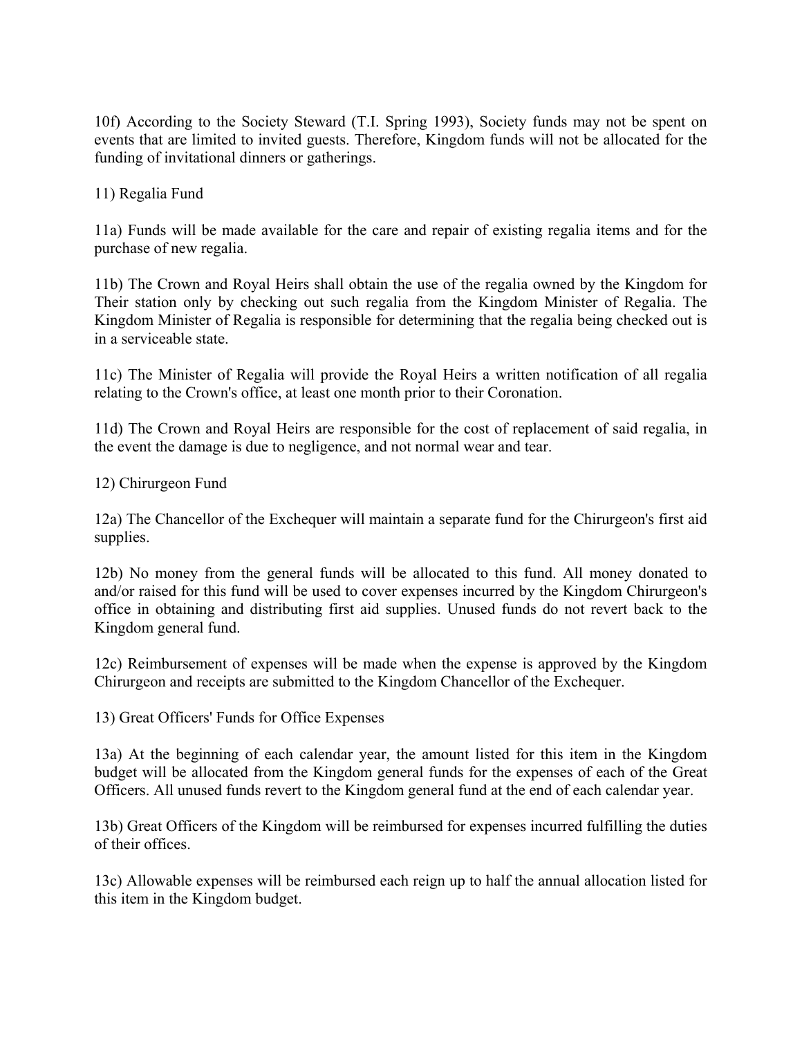10f) According to the Society Steward (T.I. Spring 1993), Society funds may not be spent on events that are limited to invited guests. Therefore, Kingdom funds will not be allocated for the funding of invitational dinners or gatherings.

11) Regalia Fund

11a) Funds will be made available for the care and repair of existing regalia items and for the purchase of new regalia.

11b) The Crown and Royal Heirs shall obtain the use of the regalia owned by the Kingdom for Their station only by checking out such regalia from the Kingdom Minister of Regalia. The Kingdom Minister of Regalia is responsible for determining that the regalia being checked out is in a serviceable state.

11c) The Minister of Regalia will provide the Royal Heirs a written notification of all regalia relating to the Crown's office, at least one month prior to their Coronation.

11d) The Crown and Royal Heirs are responsible for the cost of replacement of said regalia, in the event the damage is due to negligence, and not normal wear and tear.

12) Chirurgeon Fund

12a) The Chancellor of the Exchequer will maintain a separate fund for the Chirurgeon's first aid supplies.

12b) No money from the general funds will be allocated to this fund. All money donated to and/or raised for this fund will be used to cover expenses incurred by the Kingdom Chirurgeon's office in obtaining and distributing first aid supplies. Unused funds do not revert back to the Kingdom general fund.

12c) Reimbursement of expenses will be made when the expense is approved by the Kingdom Chirurgeon and receipts are submitted to the Kingdom Chancellor of the Exchequer.

13) Great Officers' Funds for Office Expenses

13a) At the beginning of each calendar year, the amount listed for this item in the Kingdom budget will be allocated from the Kingdom general funds for the expenses of each of the Great Officers. All unused funds revert to the Kingdom general fund at the end of each calendar year.

13b) Great Officers of the Kingdom will be reimbursed for expenses incurred fulfilling the duties of their offices.

13c) Allowable expenses will be reimbursed each reign up to half the annual allocation listed for this item in the Kingdom budget.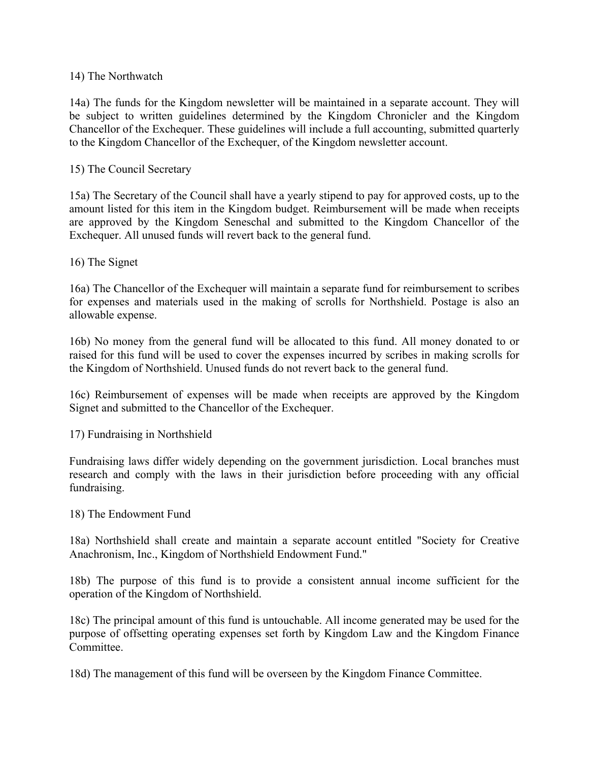## 14) The Northwatch

14a) The funds for the Kingdom newsletter will be maintained in a separate account. They will be subject to written guidelines determined by the Kingdom Chronicler and the Kingdom Chancellor of the Exchequer. These guidelines will include a full accounting, submitted quarterly to the Kingdom Chancellor of the Exchequer, of the Kingdom newsletter account.

## 15) The Council Secretary

15a) The Secretary of the Council shall have a yearly stipend to pay for approved costs, up to the amount listed for this item in the Kingdom budget. Reimbursement will be made when receipts are approved by the Kingdom Seneschal and submitted to the Kingdom Chancellor of the Exchequer. All unused funds will revert back to the general fund.

## 16) The Signet

16a) The Chancellor of the Exchequer will maintain a separate fund for reimbursement to scribes for expenses and materials used in the making of scrolls for Northshield. Postage is also an allowable expense.

16b) No money from the general fund will be allocated to this fund. All money donated to or raised for this fund will be used to cover the expenses incurred by scribes in making scrolls for the Kingdom of Northshield. Unused funds do not revert back to the general fund.

16c) Reimbursement of expenses will be made when receipts are approved by the Kingdom Signet and submitted to the Chancellor of the Exchequer.

## 17) Fundraising in Northshield

Fundraising laws differ widely depending on the government jurisdiction. Local branches must research and comply with the laws in their jurisdiction before proceeding with any official fundraising.

## 18) The Endowment Fund

18a) Northshield shall create and maintain a separate account entitled "Society for Creative Anachronism, Inc., Kingdom of Northshield Endowment Fund."

18b) The purpose of this fund is to provide a consistent annual income sufficient for the operation of the Kingdom of Northshield.

18c) The principal amount of this fund is untouchable. All income generated may be used for the purpose of offsetting operating expenses set forth by Kingdom Law and the Kingdom Finance Committee.

18d) The management of this fund will be overseen by the Kingdom Finance Committee.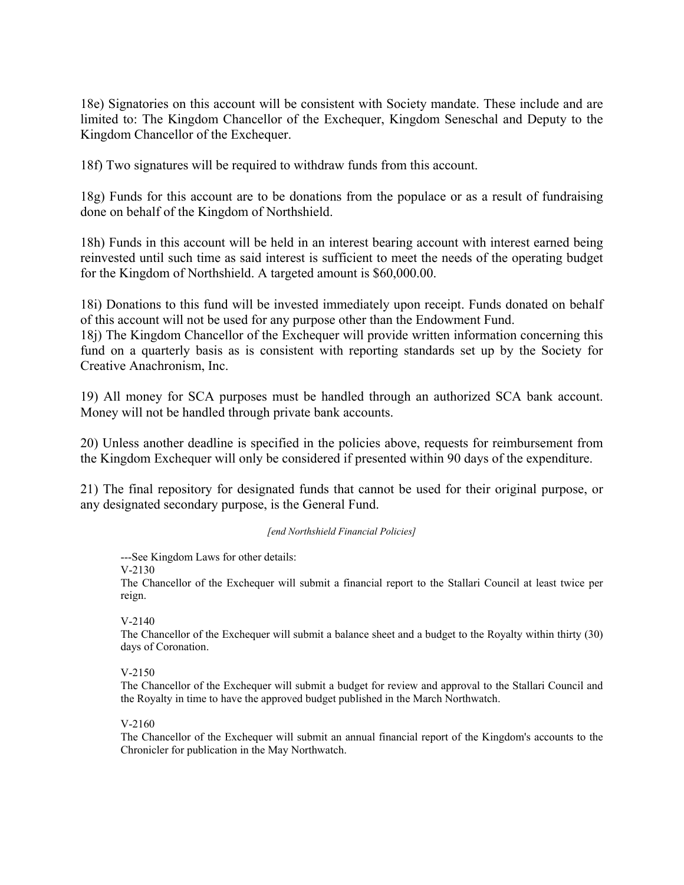18e) Signatories on this account will be consistent with Society mandate. These include and are limited to: The Kingdom Chancellor of the Exchequer, Kingdom Seneschal and Deputy to the Kingdom Chancellor of the Exchequer.

18f) Two signatures will be required to withdraw funds from this account.

18g) Funds for this account are to be donations from the populace or as a result of fundraising done on behalf of the Kingdom of Northshield.

18h) Funds in this account will be held in an interest bearing account with interest earned being reinvested until such time as said interest is sufficient to meet the needs of the operating budget for the Kingdom of Northshield. A targeted amount is $60,000.00.

18i) Donations to this fund will be invested immediately upon receipt. Funds donated on behalf of this account will not be used for any purpose other than the Endowment Fund.

18j) The Kingdom Chancellor of the Exchequer will provide written information concerning this fund on a quarterly basis as is consistent with reporting standards set up by the Society for Creative Anachronism, Inc.

19) All money for SCA purposes must be handled through an authorized SCA bank account. Money will not be handled through private bank accounts.

20) Unless another deadline is specified in the policies above, requests for reimbursement from the Kingdom Exchequer will only be considered if presented within 90 days of the expenditure.

21) The final repository for designated funds that cannot be used for their original purpose, or any designated secondary purpose, is the General Fund.

*[end Northshield Financial Policies]*

---See Kingdom Laws for other details:

V-2130
The Chancellor of the Exchequer will submit a financial report to the Stallari Council at least twice per reign.

V-2140
The Chancellor of the Exchequer will submit a balance sheet and a budget to the Royalty within thirty (30) days of Coronation.

V-2150
The Chancellor of the Exchequer will submit a budget for review and approval to the Stallari Council and the Royalty in time to have the approved budget published in the March Northwatch.

V-2160
The Chancellor of the Exchequer will submit an annual financial report of the Kingdom's accounts to the Chronicler for publication in the May Northwatch.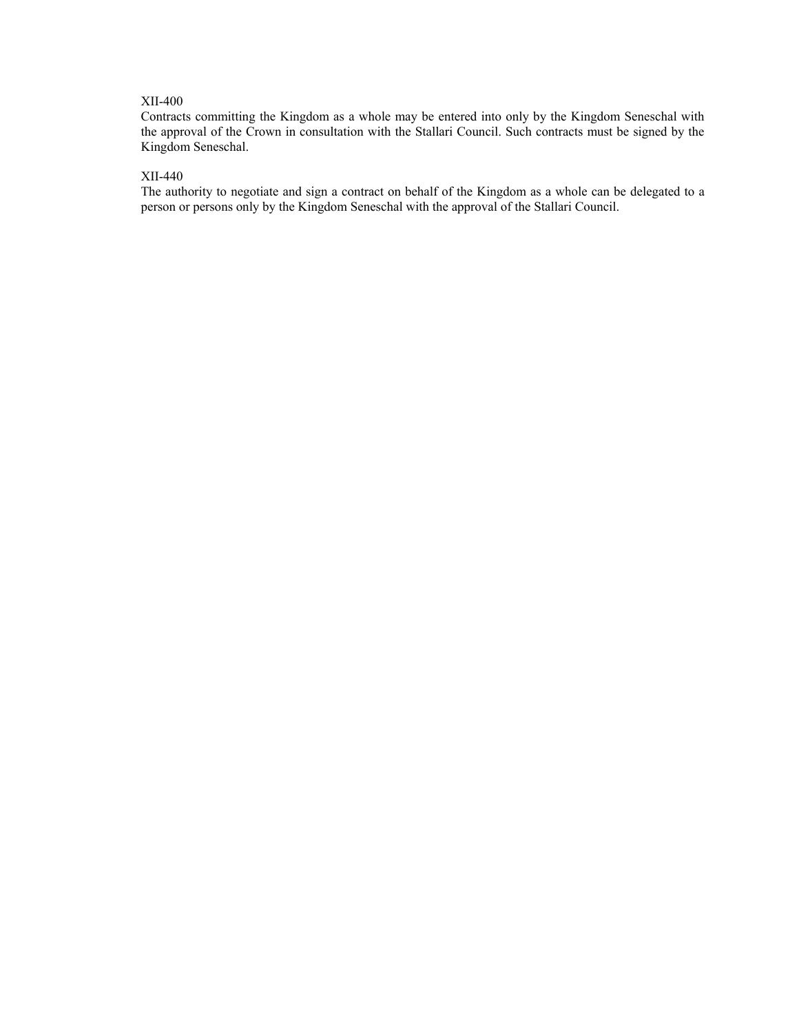XII-400
Contracts committing the Kingdom as a whole may be entered into only by the Kingdom Seneschal with the approval of the Crown in consultation with the Stallari Council. Such contracts must be signed by the Kingdom Seneschal.

XII-440
The authority to negotiate and sign a contract on behalf of the Kingdom as a whole can be delegated to a person or persons only by the Kingdom Seneschal with the approval of the Stallari Council.